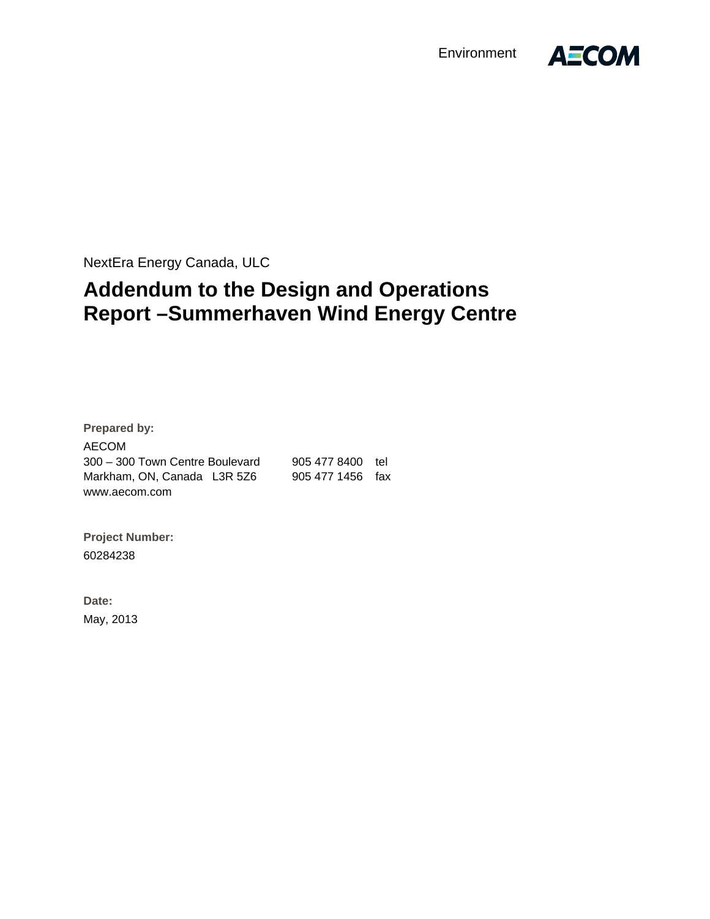Environment

AECOM

NextEra Energy Canada, ULC

# Addendum to the Design and Operations Report –Summerhaven Wind Energy Centre

**Prepared by:**

AECOM
300 – 300 Town Centre Boulevard
Markham, ON, Canada L3R 5Z6
www.aecom.com

905 477 8400 tel
905 477 1456 fax

**Project Number:**

60284238

**Date:**

May, 2013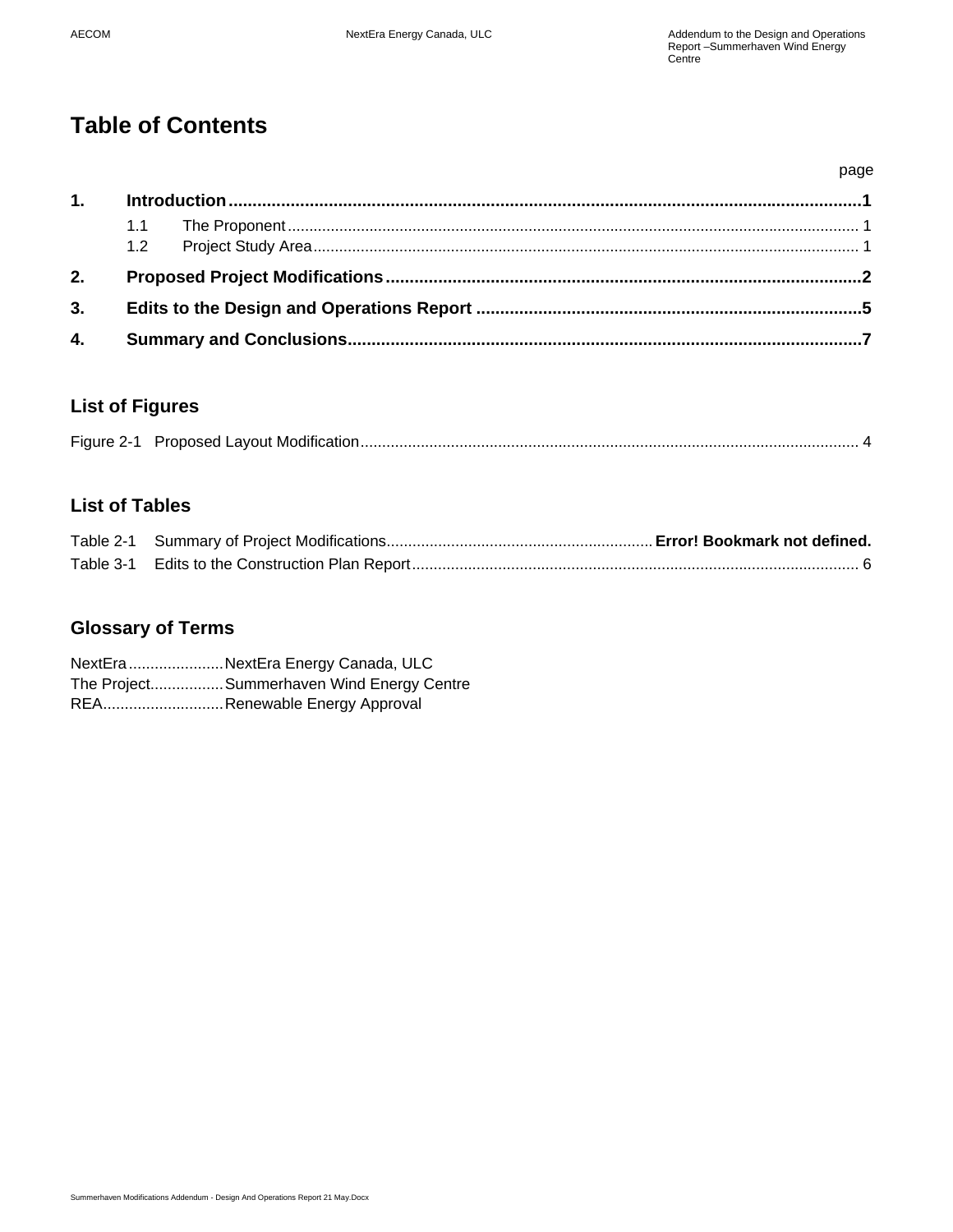# Table of Contents

page

**1. Introduction ..... 1**

- 1.1 The Proponent ..... 1
- 1.2 Project Study Area ..... 1

**2. Proposed Project Modifications ..... 2**

**3. Edits to the Design and Operations Report ..... 5**

**4. Summary and Conclusions ..... 7**

## List of Figures

Figure 2-1 Proposed Layout Modification ..... 4

## List of Tables

Table 2-1 Summary of Project Modifications ..... **Error! Bookmark not defined.**

Table 3-1 Edits to the Construction Plan Report ..... 6

## Glossary of Terms

NextEra ..... NextEra Energy Canada, ULC

The Project ..... Summerhaven Wind Energy Centre

REA ..... Renewable Energy Approval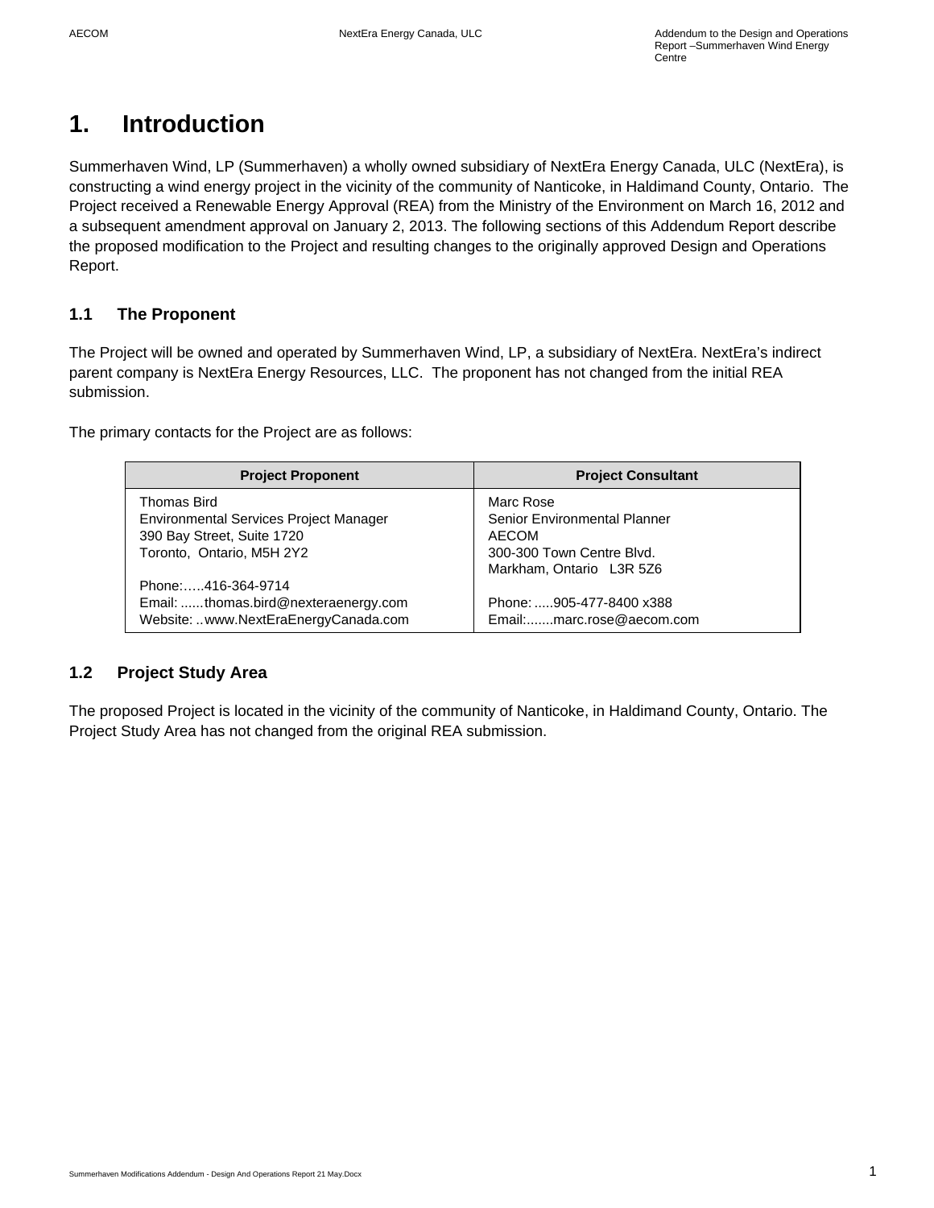# 1. Introduction

Summerhaven Wind, LP (Summerhaven) a wholly owned subsidiary of NextEra Energy Canada, ULC (NextEra), is constructing a wind energy project in the vicinity of the community of Nanticoke, in Haldimand County, Ontario. The Project received a Renewable Energy Approval (REA) from the Ministry of the Environment on March 16, 2012 and a subsequent amendment approval on January 2, 2013. The following sections of this Addendum Report describe the proposed modification to the Project and resulting changes to the originally approved Design and Operations Report.

## 1.1 The Proponent

The Project will be owned and operated by Summerhaven Wind, LP, a subsidiary of NextEra. NextEra's indirect parent company is NextEra Energy Resources, LLC. The proponent has not changed from the initial REA submission.

The primary contacts for the Project are as follows:

| Project Proponent | Project Consultant |
|---|---|
| Thomas Bird<br>Environmental Services Project Manager<br>390 Bay Street, Suite 1720<br>Toronto, Ontario, M5H 2Y2<br><br>Phone:.....416-364-9714<br>Email: ......thomas.bird@nexteraenergy.com<br>Website: ..www.NextEraEnergyCanada.com | Marc Rose<br>Senior Environmental Planner<br>AECOM<br>300-300 Town Centre Blvd.<br>Markham, Ontario L3R 5Z6<br><br>Phone: .....905-477-8400 x388<br>Email:.......marc.rose@aecom.com |

## 1.2 Project Study Area

The proposed Project is located in the vicinity of the community of Nanticoke, in Haldimand County, Ontario. The Project Study Area has not changed from the original REA submission.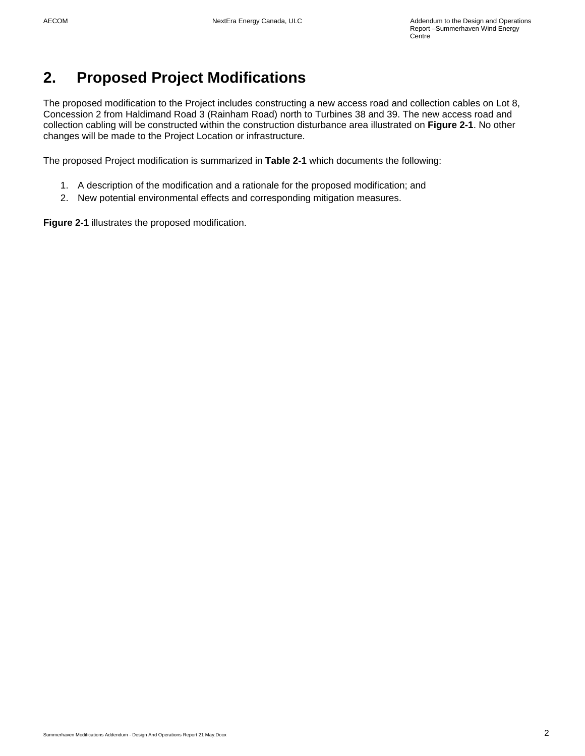# 2. Proposed Project Modifications

The proposed modification to the Project includes constructing a new access road and collection cables on Lot 8, Concession 2 from Haldimand Road 3 (Rainham Road) north to Turbines 38 and 39. The new access road and collection cabling will be constructed within the construction disturbance area illustrated on **Figure 2-1**. No other changes will be made to the Project Location or infrastructure.

The proposed Project modification is summarized in **Table 2-1** which documents the following:

1. A description of the modification and a rationale for the proposed modification; and
2. New potential environmental effects and corresponding mitigation measures.

**Figure 2-1** illustrates the proposed modification.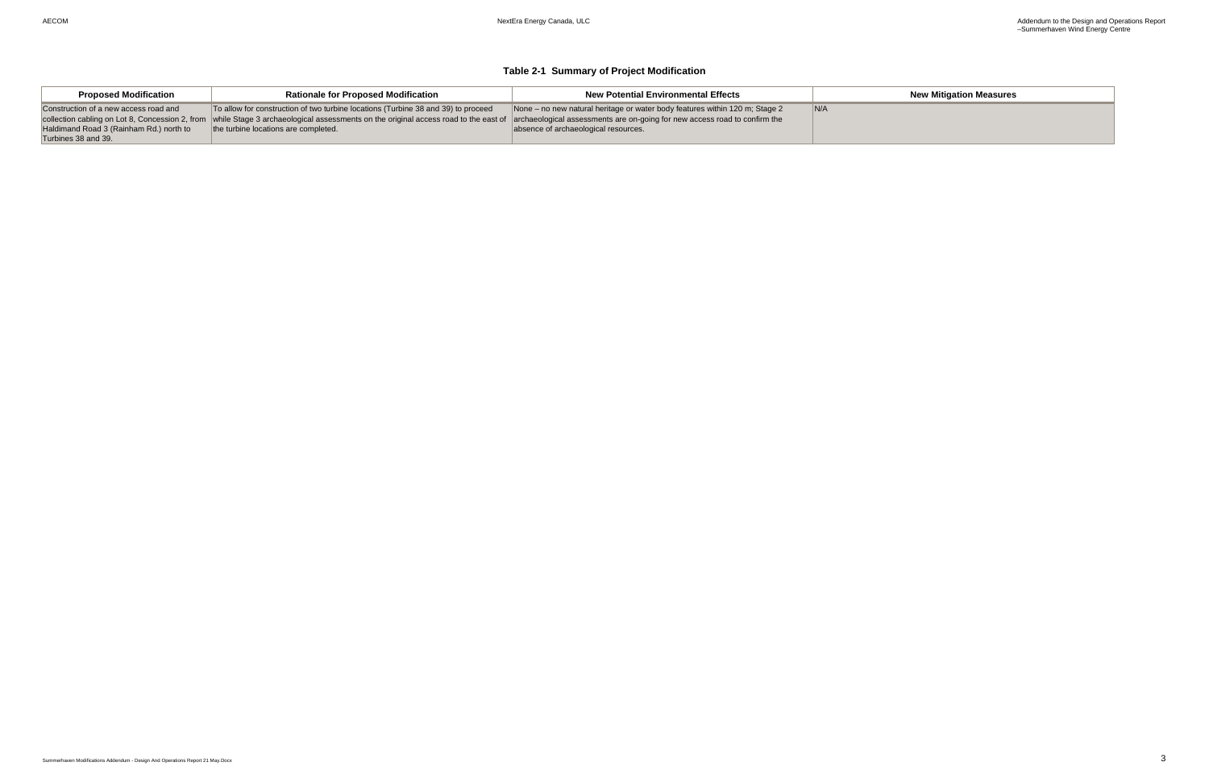**Table 2-1 Summary of Project Modification**

| Proposed Modification | Rationale for Proposed Modification | New Potential Environmental Effects | New Mitigation Measures |
|---|---|---|---|
| Construction of a new access road and collection cabling on Lot 8, Concession 2, from Haldimand Road 3 (Rainham Rd.) north to Turbines 38 and 39. | To allow for construction of two turbine locations (Turbine 38 and 39) to proceed while Stage 3 archaeological assessments on the original access road to the east of the turbine locations are completed. | None – no new natural heritage or water body features within 120 m; Stage 2 archaeological assessments are on-going for new access road to confirm the absence of archaeological resources. | N/A |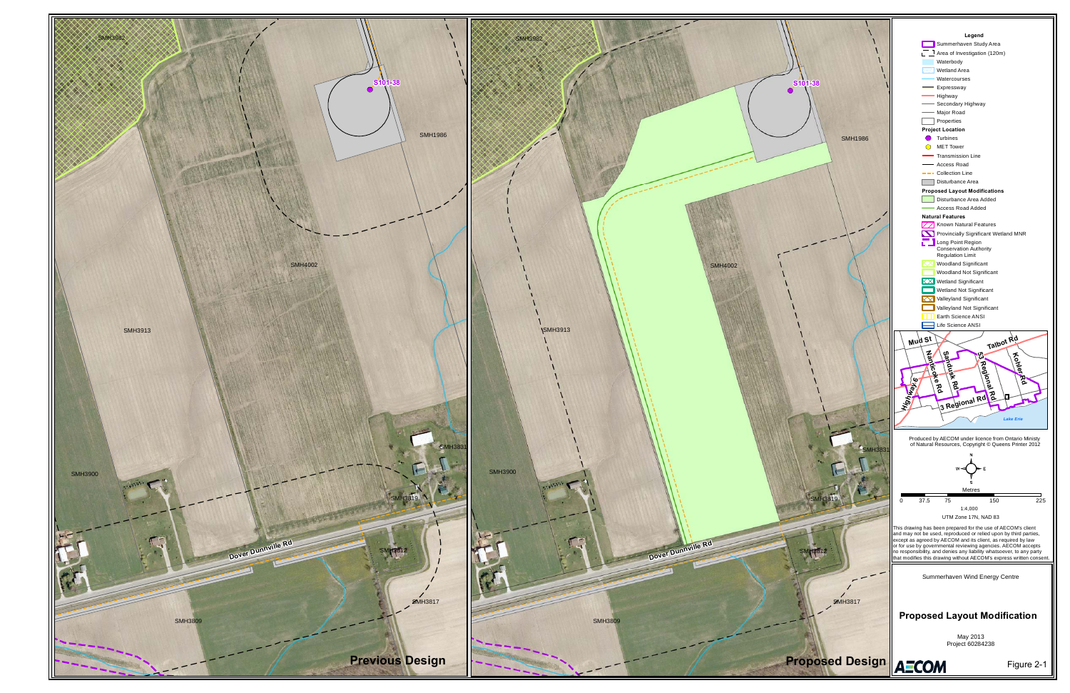**Previous Design**

**Proposed Design**

## Legend

- Summerhaven Study Area
- Area of Investigation (120m)
- Waterbody
- Wetland Area
- Watercourses
- Expressway
- Highway
- Secondary Highway
- Major Road
- Properties

**Project Location**

- Turbines
- MET Tower
- Transmission Line
- Access Road
- Collection Line
- Disturbance Area

**Proposed Layout Modifications**

- Disturbance Area Added
- Access Road Added

**Natural Features**

- Known Natural Features
- Provincially Significant Wetland MNR
- Long Point Region Conservation Authority Regulation Limit
- Woodland Significant
- Woodland Not Significant
- Wetland Significant
- Wetland Not Significant
- Valleyland Significant
- Valleyland Not Significant
- Earth Science ANSI
- Life Science ANSI

Produced by AECOM under licence from Ontario Ministy of Natural Resources, Copyright © Queens Printer 2012

Metres

0 37.5 75 150 225

1:4,000

UTM Zone 17N, NAD 83

This drawing has been prepared for the use of AECOM's client and may not be used, reproduced or relied upon by third parties, except as agreed by AECOM and its client, as required by law or for use by governmental reviewing agencies. AECOM accepts no responsibility, and denies any liability whatsoever, to any party that modifies this drawing without AECOM's express written consent.

Summerhaven Wind Energy Centre

## Proposed Layout Modification

May 2013

Project 60284238

AECOM

Figure 2-1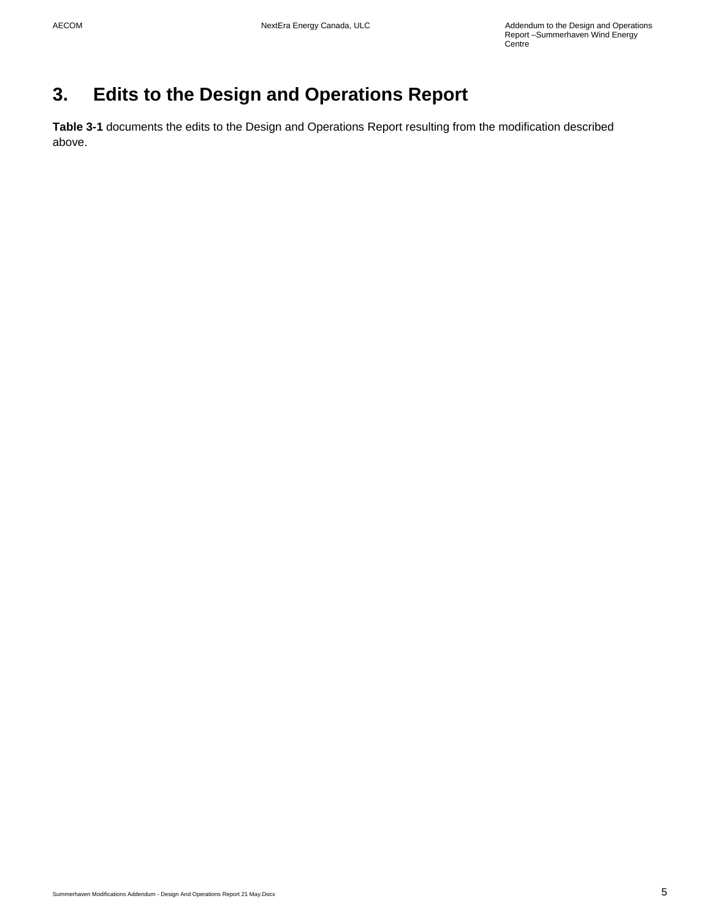# 3. Edits to the Design and Operations Report

**Table 3-1** documents the edits to the Design and Operations Report resulting from the modification described above.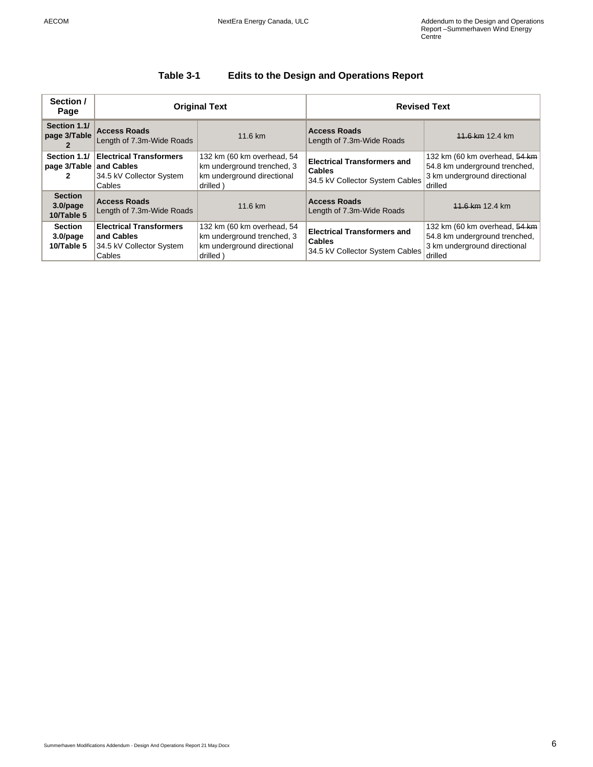**Table 3-1 Edits to the Design and Operations Report**

| Section / Page | Original Text | | Revised Text | |
|---|---|---|---|---|
| **Section 1.1/ page 3/Table 2** | **Access Roads** Length of 7.3m-Wide Roads | 11.6 km | **Access Roads** Length of 7.3m-Wide Roads | ~~11.6 km~~ 12.4 km |
| **Section 1.1/ page 3/Table 2** | **Electrical Transformers and Cables** 34.5 kV Collector System Cables | 132 km (60 km overhead, 54 km underground trenched, 3 km underground directional drilled ) | **Electrical Transformers and Cables** 34.5 kV Collector System Cables | 132 km (60 km overhead, ~~54 km~~ 54.8 km underground trenched, 3 km underground directional drilled |
| **Section 3.0/page 10/Table 5** | **Access Roads** Length of 7.3m-Wide Roads | 11.6 km | **Access Roads** Length of 7.3m-Wide Roads | ~~11.6 km~~ 12.4 km |
| **Section 3.0/page 10/Table 5** | **Electrical Transformers and Cables** 34.5 kV Collector System Cables | 132 km (60 km overhead, 54 km underground trenched, 3 km underground directional drilled ) | **Electrical Transformers and Cables** 34.5 kV Collector System Cables | 132 km (60 km overhead, ~~54 km~~ 54.8 km underground trenched, 3 km underground directional drilled |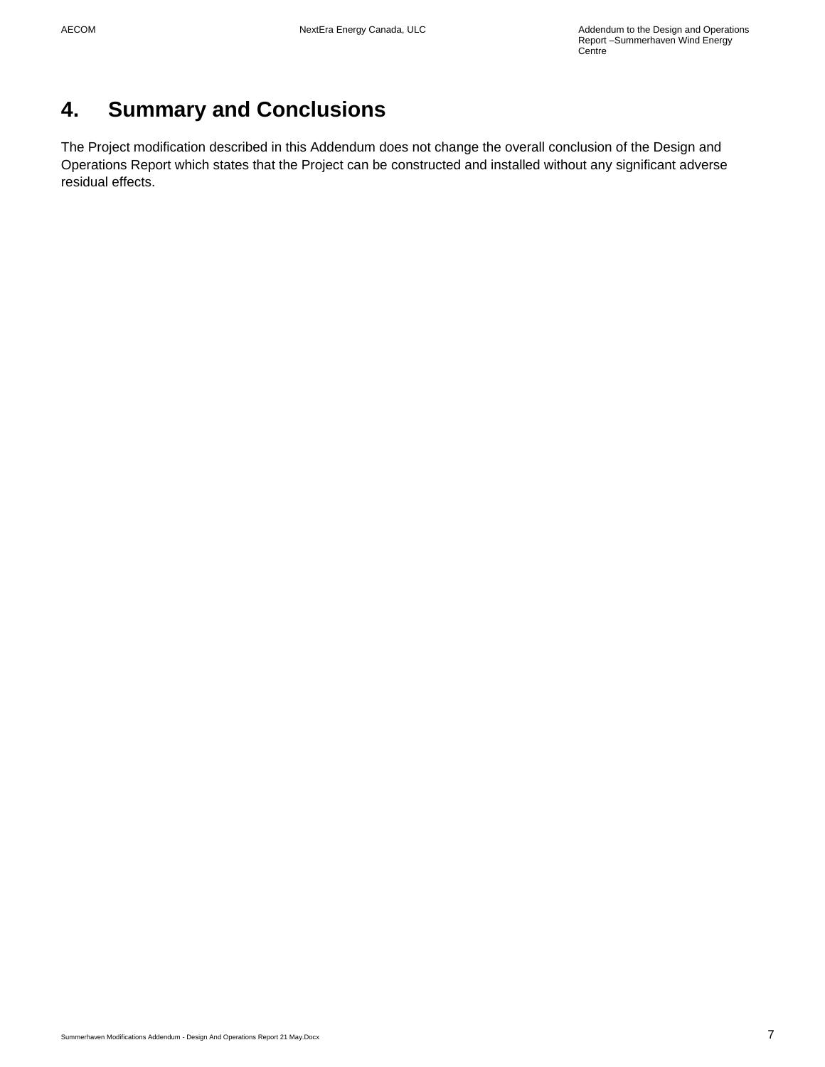# 4. Summary and Conclusions

The Project modification described in this Addendum does not change the overall conclusion of the Design and Operations Report which states that the Project can be constructed and installed without any significant adverse residual effects.